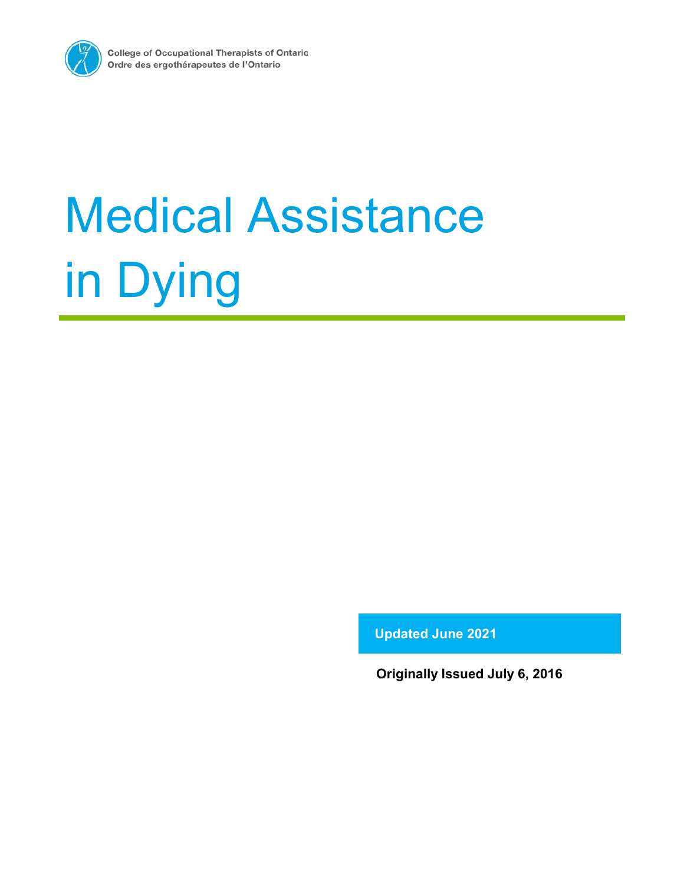College of Occupational Therapists of Ontario
Ordre des ergothérapeutes de l'Ontario

# Medical Assistance in Dying

**Updated June 2021**

**Originally Issued July 6, 2016**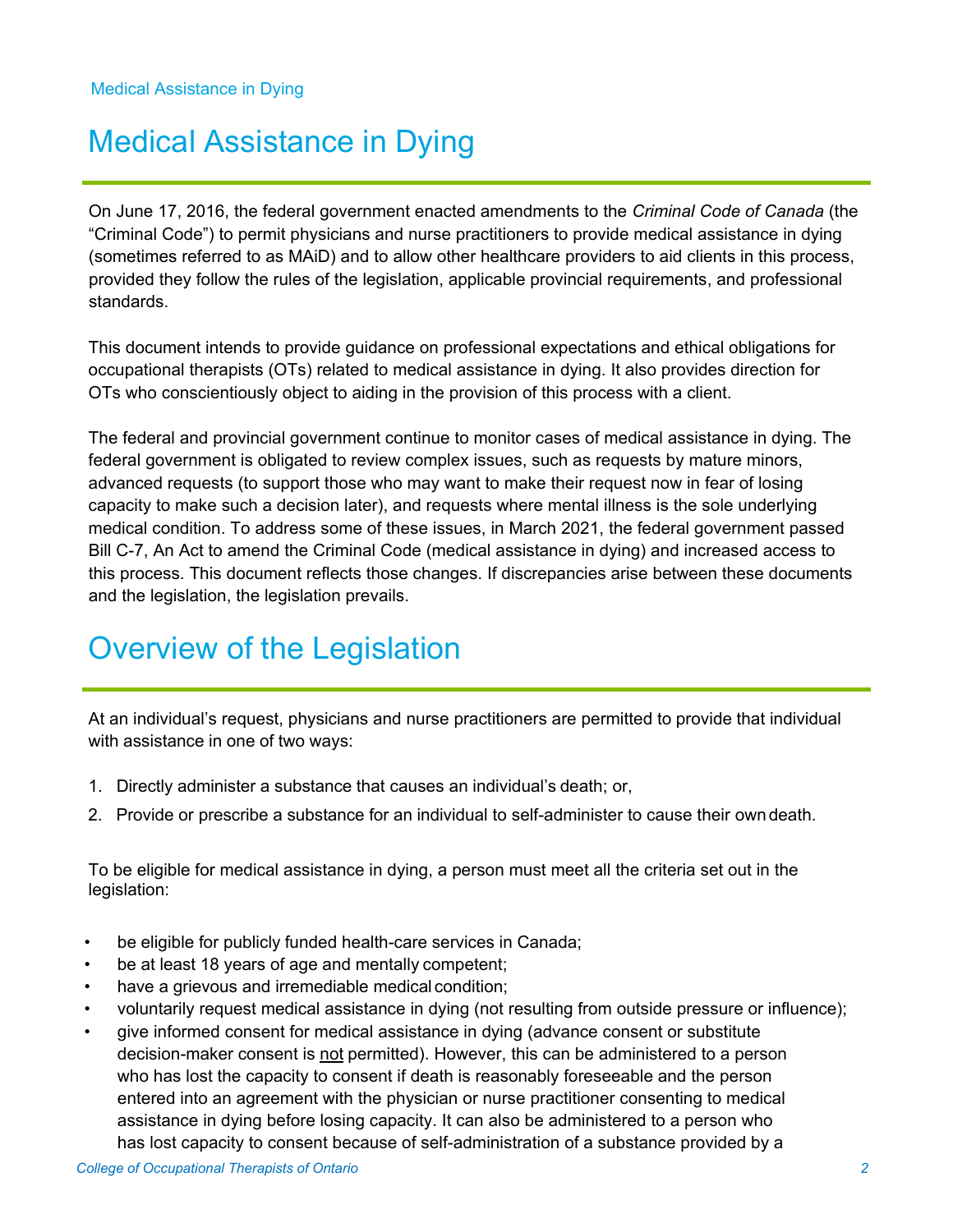# Medical Assistance in Dying

On June 17, 2016, the federal government enacted amendments to the *Criminal Code of Canada* (the "Criminal Code") to permit physicians and nurse practitioners to provide medical assistance in dying (sometimes referred to as MAiD) and to allow other healthcare providers to aid clients in this process, provided they follow the rules of the legislation, applicable provincial requirements, and professional standards.

This document intends to provide guidance on professional expectations and ethical obligations for occupational therapists (OTs) related to medical assistance in dying. It also provides direction for OTs who conscientiously object to aiding in the provision of this process with a client.

The federal and provincial government continue to monitor cases of medical assistance in dying. The federal government is obligated to review complex issues, such as requests by mature minors, advanced requests (to support those who may want to make their request now in fear of losing capacity to make such a decision later), and requests where mental illness is the sole underlying medical condition. To address some of these issues, in March 2021, the federal government passed Bill C-7, An Act to amend the Criminal Code (medical assistance in dying) and increased access to this process. This document reflects those changes. If discrepancies arise between these documents and the legislation, the legislation prevails.

# Overview of the Legislation

At an individual's request, physicians and nurse practitioners are permitted to provide that individual with assistance in one of two ways:

1. Directly administer a substance that causes an individual's death; or,
2. Provide or prescribe a substance for an individual to self-administer to cause their own death.

To be eligible for medical assistance in dying, a person must meet all the criteria set out in the legislation:

- be eligible for publicly funded health-care services in Canada;
- be at least 18 years of age and mentally competent;
- have a grievous and irremediable medical condition;
- voluntarily request medical assistance in dying (not resulting from outside pressure or influence);
- give informed consent for medical assistance in dying (advance consent or substitute decision-maker consent is <u>not</u> permitted). However, this can be administered to a person who has lost the capacity to consent if death is reasonably foreseeable and the person entered into an agreement with the physician or nurse practitioner consenting to medical assistance in dying before losing capacity. It can also be administered to a person who has lost capacity to consent because of self-administration of a substance provided by a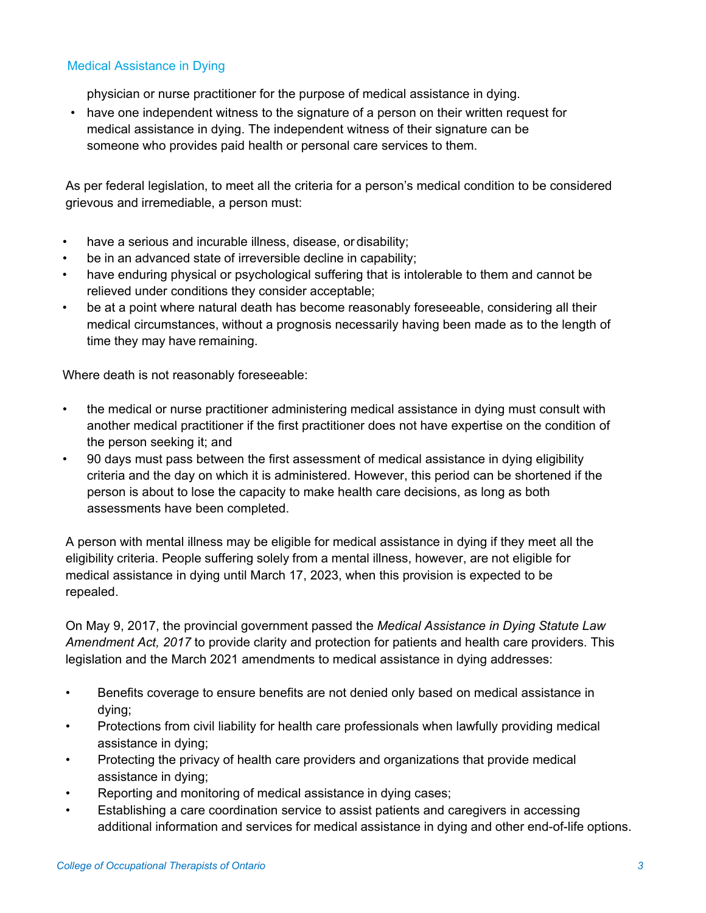physician or nurse practitioner for the purpose of medical assistance in dying.

- have one independent witness to the signature of a person on their written request for medical assistance in dying. The independent witness of their signature can be someone who provides paid health or personal care services to them.

As per federal legislation, to meet all the criteria for a person's medical condition to be considered grievous and irremediable, a person must:

- have a serious and incurable illness, disease, or disability;
- be in an advanced state of irreversible decline in capability;
- have enduring physical or psychological suffering that is intolerable to them and cannot be relieved under conditions they consider acceptable;
- be at a point where natural death has become reasonably foreseeable, considering all their medical circumstances, without a prognosis necessarily having been made as to the length of time they may have remaining.

Where death is not reasonably foreseeable:

- the medical or nurse practitioner administering medical assistance in dying must consult with another medical practitioner if the first practitioner does not have expertise on the condition of the person seeking it; and
- 90 days must pass between the first assessment of medical assistance in dying eligibility criteria and the day on which it is administered. However, this period can be shortened if the person is about to lose the capacity to make health care decisions, as long as both assessments have been completed.

A person with mental illness may be eligible for medical assistance in dying if they meet all the eligibility criteria. People suffering solely from a mental illness, however, are not eligible for medical assistance in dying until March 17, 2023, when this provision is expected to be repealed.

On May 9, 2017, the provincial government passed the *Medical Assistance in Dying Statute Law Amendment Act, 2017* to provide clarity and protection for patients and health care providers. This legislation and the March 2021 amendments to medical assistance in dying addresses:

- Benefits coverage to ensure benefits are not denied only based on medical assistance in dying;
- Protections from civil liability for health care professionals when lawfully providing medical assistance in dying;
- Protecting the privacy of health care providers and organizations that provide medical assistance in dying;
- Reporting and monitoring of medical assistance in dying cases;
- Establishing a care coordination service to assist patients and caregivers in accessing additional information and services for medical assistance in dying and other end-of-life options.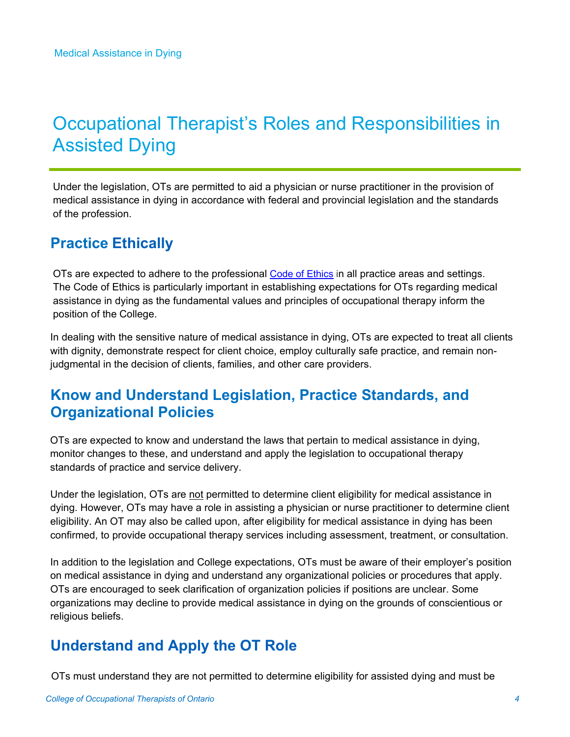# Occupational Therapist's Roles and Responsibilities in Assisted Dying

Under the legislation, OTs are permitted to aid a physician or nurse practitioner in the provision of medical assistance in dying in accordance with federal and provincial legislation and the standards of the profession.

## Practice Ethically

OTs are expected to adhere to the professional [Code of Ethics](Code of Ethics) in all practice areas and settings. The Code of Ethics is particularly important in establishing expectations for OTs regarding medical assistance in dying as the fundamental values and principles of occupational therapy inform the position of the College.

In dealing with the sensitive nature of medical assistance in dying, OTs are expected to treat all clients with dignity, demonstrate respect for client choice, employ culturally safe practice, and remain non-judgmental in the decision of clients, families, and other care providers.

## Know and Understand Legislation, Practice Standards, and Organizational Policies

OTs are expected to know and understand the laws that pertain to medical assistance in dying, monitor changes to these, and understand and apply the legislation to occupational therapy standards of practice and service delivery.

Under the legislation, OTs are <u>not</u> permitted to determine client eligibility for medical assistance in dying. However, OTs may have a role in assisting a physician or nurse practitioner to determine client eligibility. An OT may also be called upon, after eligibility for medical assistance in dying has been confirmed, to provide occupational therapy services including assessment, treatment, or consultation.

In addition to the legislation and College expectations, OTs must be aware of their employer's position on medical assistance in dying and understand any organizational policies or procedures that apply. OTs are encouraged to seek clarification of organization policies if positions are unclear. Some organizations may decline to provide medical assistance in dying on the grounds of conscientious or religious beliefs.

## Understand and Apply the OT Role

OTs must understand they are not permitted to determine eligibility for assisted dying and must be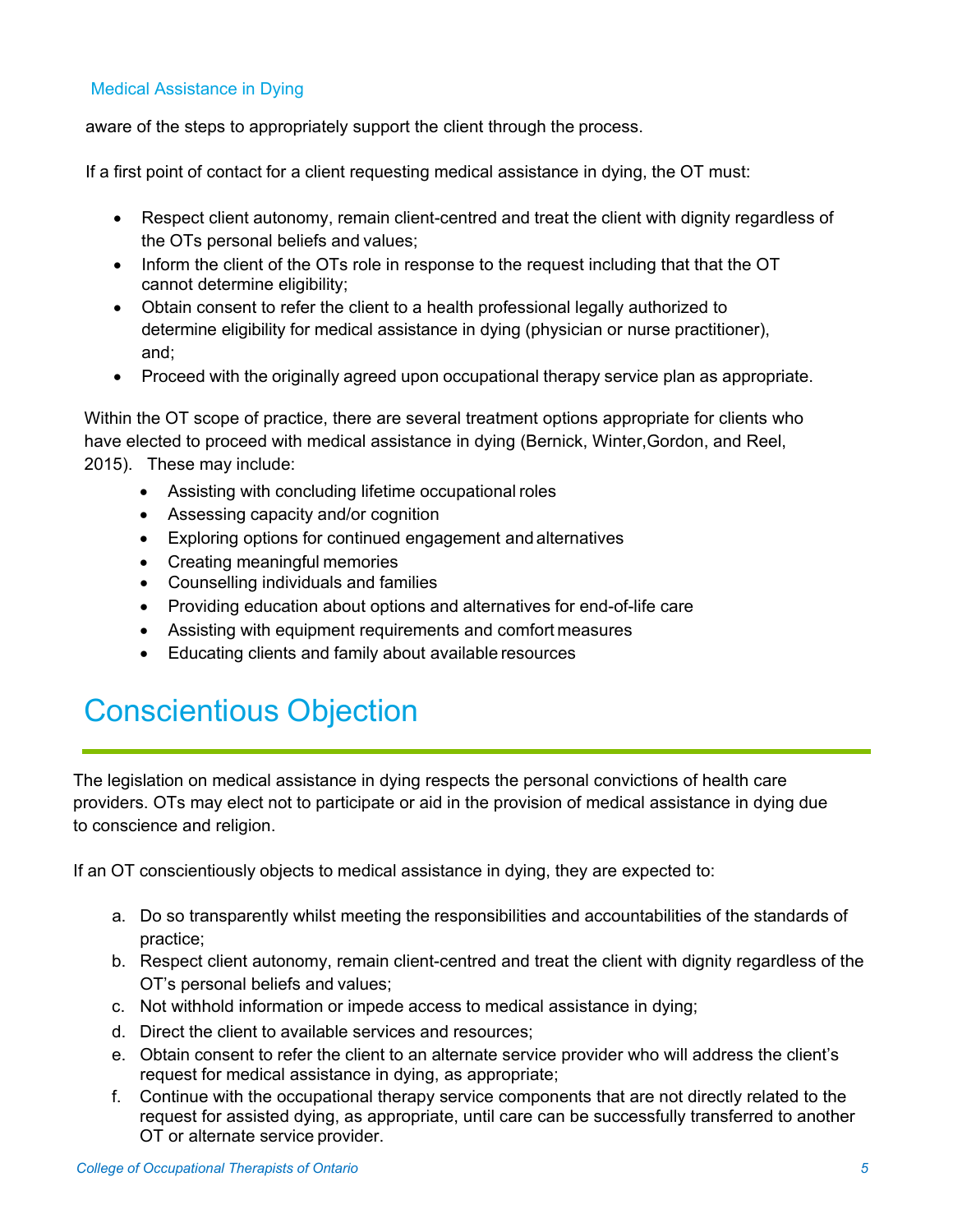aware of the steps to appropriately support the client through the process.

If a first point of contact for a client requesting medical assistance in dying, the OT must:

- Respect client autonomy, remain client-centred and treat the client with dignity regardless of the OTs personal beliefs and values;
- Inform the client of the OTs role in response to the request including that that the OT cannot determine eligibility;
- Obtain consent to refer the client to a health professional legally authorized to determine eligibility for medical assistance in dying (physician or nurse practitioner), and;
- Proceed with the originally agreed upon occupational therapy service plan as appropriate.

Within the OT scope of practice, there are several treatment options appropriate for clients who have elected to proceed with medical assistance in dying (Bernick, Winter,Gordon, and Reel, 2015). These may include:

- Assisting with concluding lifetime occupational roles
- Assessing capacity and/or cognition
- Exploring options for continued engagement and alternatives
- Creating meaningful memories
- Counselling individuals and families
- Providing education about options and alternatives for end-of-life care
- Assisting with equipment requirements and comfort measures
- Educating clients and family about available resources

# Conscientious Objection

The legislation on medical assistance in dying respects the personal convictions of health care providers. OTs may elect not to participate or aid in the provision of medical assistance in dying due to conscience and religion.

If an OT conscientiously objects to medical assistance in dying, they are expected to:

a. Do so transparently whilst meeting the responsibilities and accountabilities of the standards of practice;
b. Respect client autonomy, remain client-centred and treat the client with dignity regardless of the OT's personal beliefs and values;
c. Not withhold information or impede access to medical assistance in dying;
d. Direct the client to available services and resources;
e. Obtain consent to refer the client to an alternate service provider who will address the client's request for medical assistance in dying, as appropriate;
f. Continue with the occupational therapy service components that are not directly related to the request for assisted dying, as appropriate, until care can be successfully transferred to another OT or alternate service provider.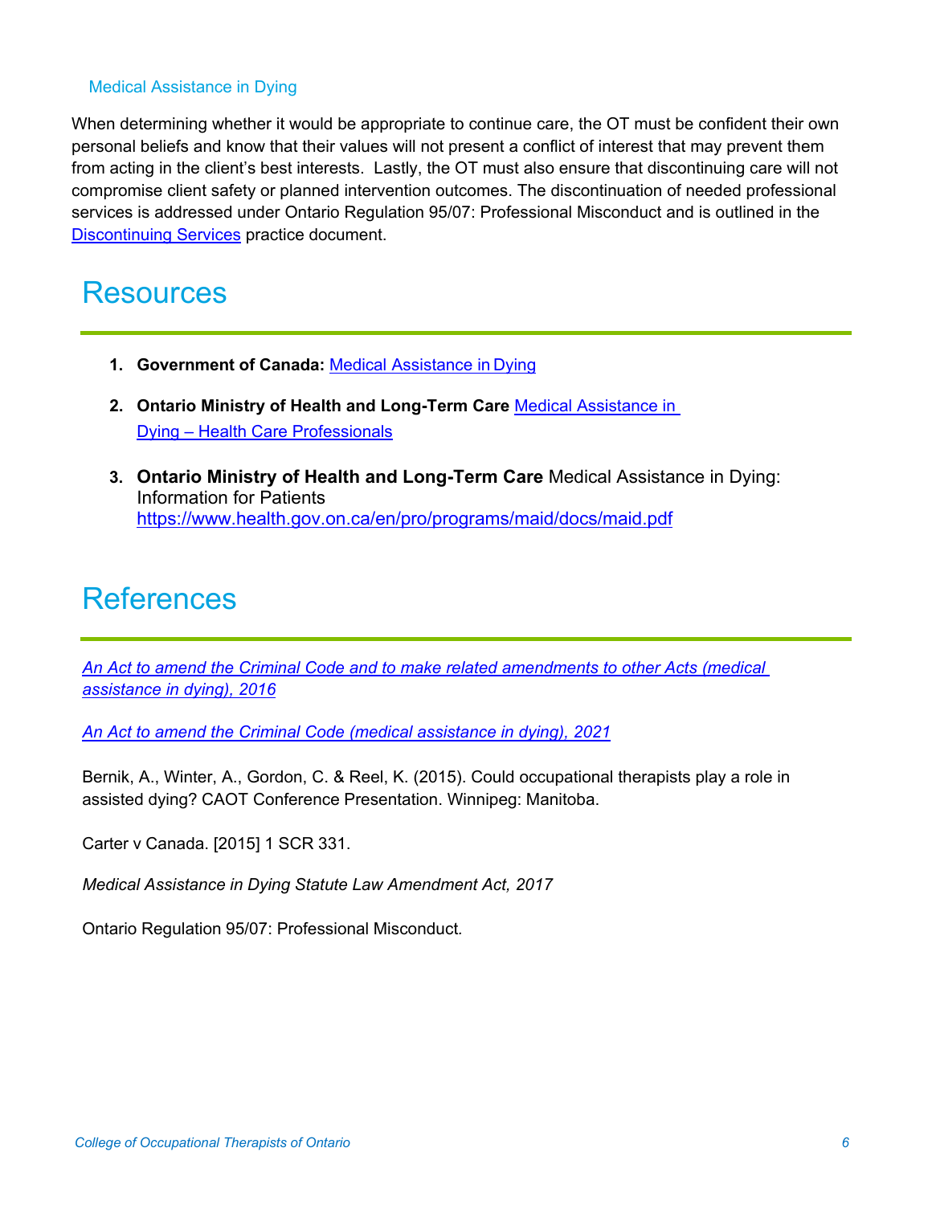Medical Assistance in Dying

When determining whether it would be appropriate to continue care, the OT must be confident their own personal beliefs and know that their values will not present a conflict of interest that may prevent them from acting in the client's best interests. Lastly, the OT must also ensure that discontinuing care will not compromise client safety or planned intervention outcomes. The discontinuation of needed professional services is addressed under Ontario Regulation 95/07: Professional Misconduct and is outlined in the Discontinuing Services practice document.

# Resources

1. **Government of Canada:** Medical Assistance in Dying
2. **Ontario Ministry of Health and Long-Term Care** Medical Assistance in Dying – Health Care Professionals
3. **Ontario Ministry of Health and Long-Term Care** Medical Assistance in Dying: Information for Patients https://www.health.gov.on.ca/en/pro/programs/maid/docs/maid.pdf

# References

*An Act to amend the Criminal Code and to make related amendments to other Acts (medical assistance in dying), 2016*

*An Act to amend the Criminal Code (medical assistance in dying), 2021*

Bernik, A., Winter, A., Gordon, C. & Reel, K. (2015). Could occupational therapists play a role in assisted dying? CAOT Conference Presentation. Winnipeg: Manitoba.

Carter v Canada. [2015] 1 SCR 331.

*Medical Assistance in Dying Statute Law Amendment Act, 2017*

Ontario Regulation 95/07: Professional Misconduct.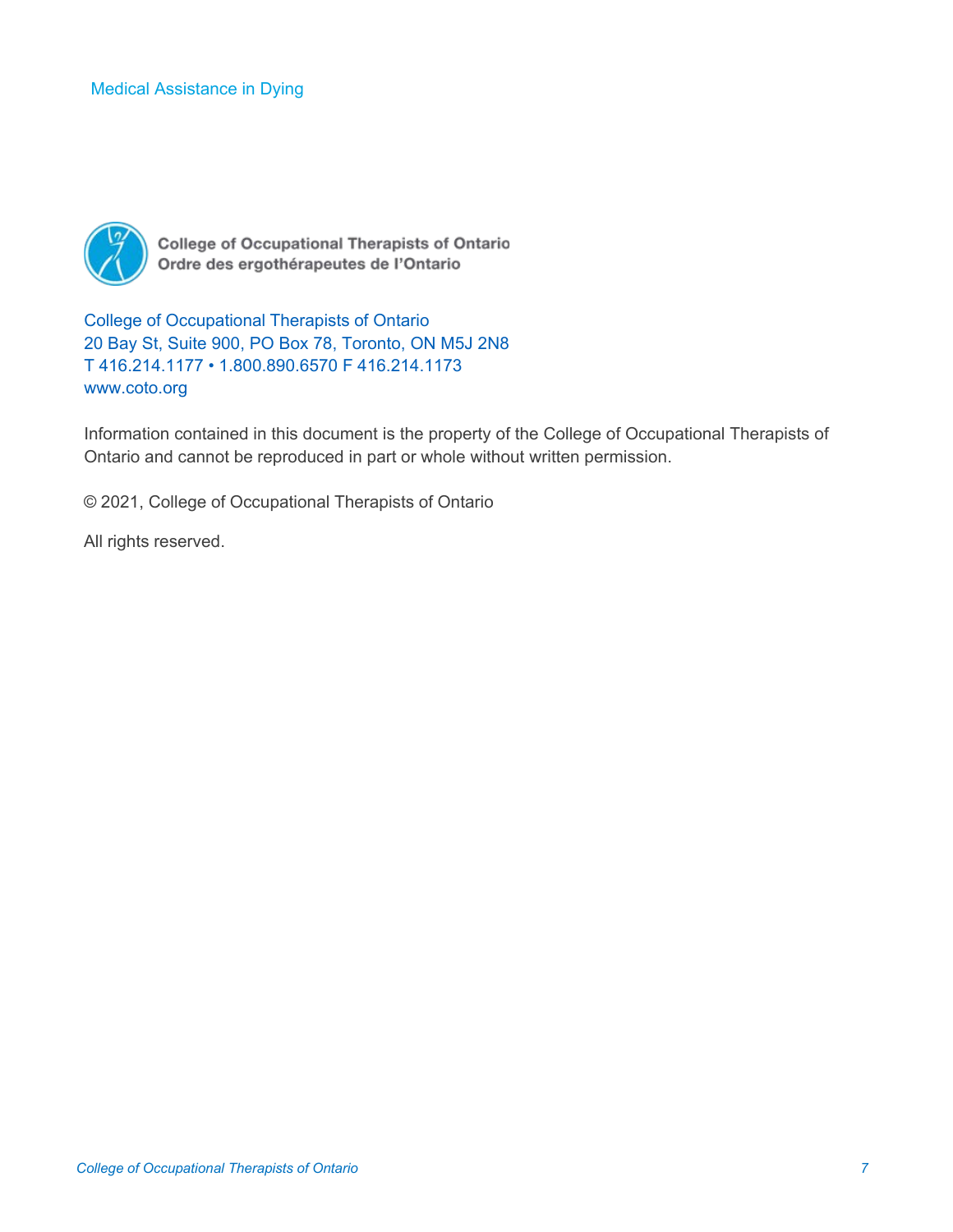College of Occupational Therapists of Ontario
Ordre des ergothérapeutes de l'Ontario

College of Occupational Therapists of Ontario
20 Bay St, Suite 900, PO Box 78, Toronto, ON M5J 2N8
T 416.214.1177 • 1.800.890.6570 F 416.214.1173
www.coto.org

Information contained in this document is the property of the College of Occupational Therapists of Ontario and cannot be reproduced in part or whole without written permission.

© 2021, College of Occupational Therapists of Ontario

All rights reserved.